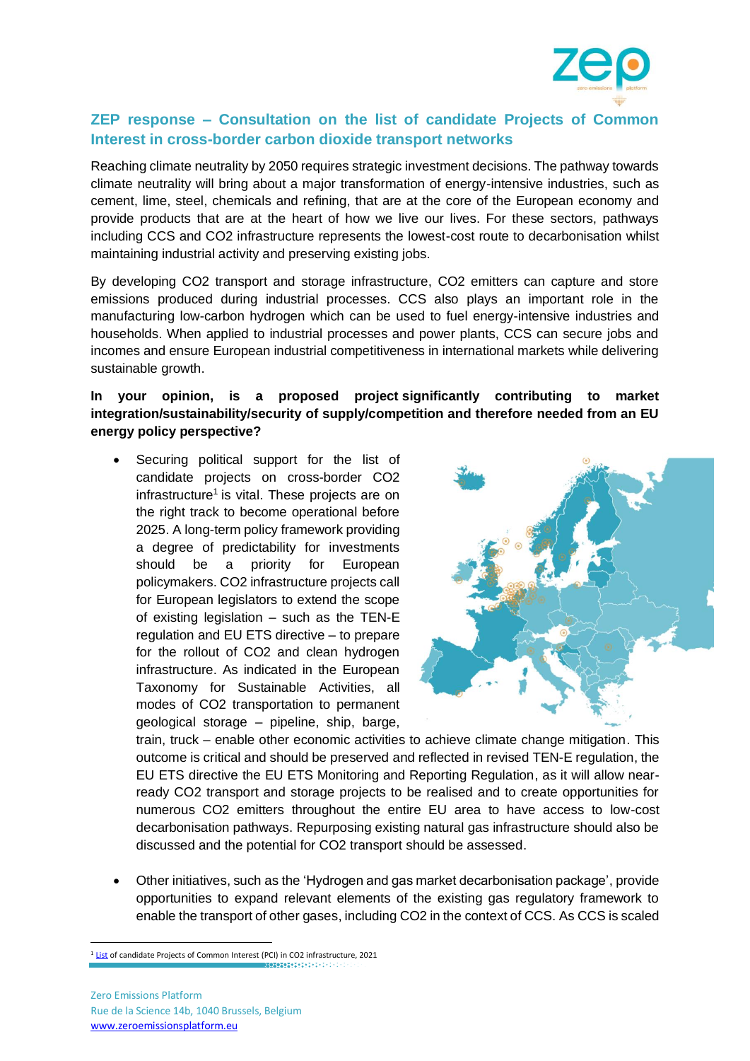## ZEP response – Consultation on the list of candidate Projects of Common Interest in cross-border carbon dioxide transport networks

Reaching climate neutrality by 2050 requires strategic investment decisions. The pathway towards climate neutrality will bring about a major transformation of energy-intensive industries, such as cement, lime, steel, chemicals and refining, that are at the core of the European economy and provide products that are at the heart of how we live our lives. For these sectors, pathways including CCS and CO2 infrastructure represents the lowest-cost route to decarbonisation whilst maintaining industrial activity and preserving existing jobs.

By developing CO2 transport and storage infrastructure, CO2 emitters can capture and store emissions produced during industrial processes. CCS also plays an important role in the manufacturing low-carbon hydrogen which can be used to fuel energy-intensive industries and households. When applied to industrial processes and power plants, CCS can secure jobs and incomes and ensure European industrial competitiveness in international markets while delivering sustainable growth.

**In your opinion, is a proposed project significantly contributing to market integration/sustainability/security of supply/competition and therefore needed from an EU energy policy perspective?**

- Securing political support for the list of candidate projects on cross-border CO2 infrastructure[1] is vital. These projects are on the right track to become operational before 2025. A long-term policy framework providing a degree of predictability for investments should be a priority for European policymakers. CO2 infrastructure projects call for European legislators to extend the scope of existing legislation – such as the TEN-E regulation and EU ETS directive – to prepare for the rollout of CO2 and clean hydrogen infrastructure. As indicated in the European Taxonomy for Sustainable Activities, all modes of CO2 transportation to permanent geological storage – pipeline, ship, barge, train, truck – enable other economic activities to achieve climate change mitigation. This outcome is critical and should be preserved and reflected in revised TEN-E regulation, the EU ETS directive the EU ETS Monitoring and Reporting Regulation, as it will allow near-ready CO2 transport and storage projects to be realised and to create opportunities for numerous CO2 emitters throughout the entire EU area to have access to low-cost decarbonisation pathways. Repurposing existing natural gas infrastructure should also be discussed and the potential for CO2 transport should be assessed.

- Other initiatives, such as the 'Hydrogen and gas market decarbonisation package', provide opportunities to expand relevant elements of the existing gas regulatory framework to enable the transport of other gases, including CO2 in the context of CCS. As CCS is scaled

[1] List of candidate Projects of Common Interest (PCI) in CO2 infrastructure, 2021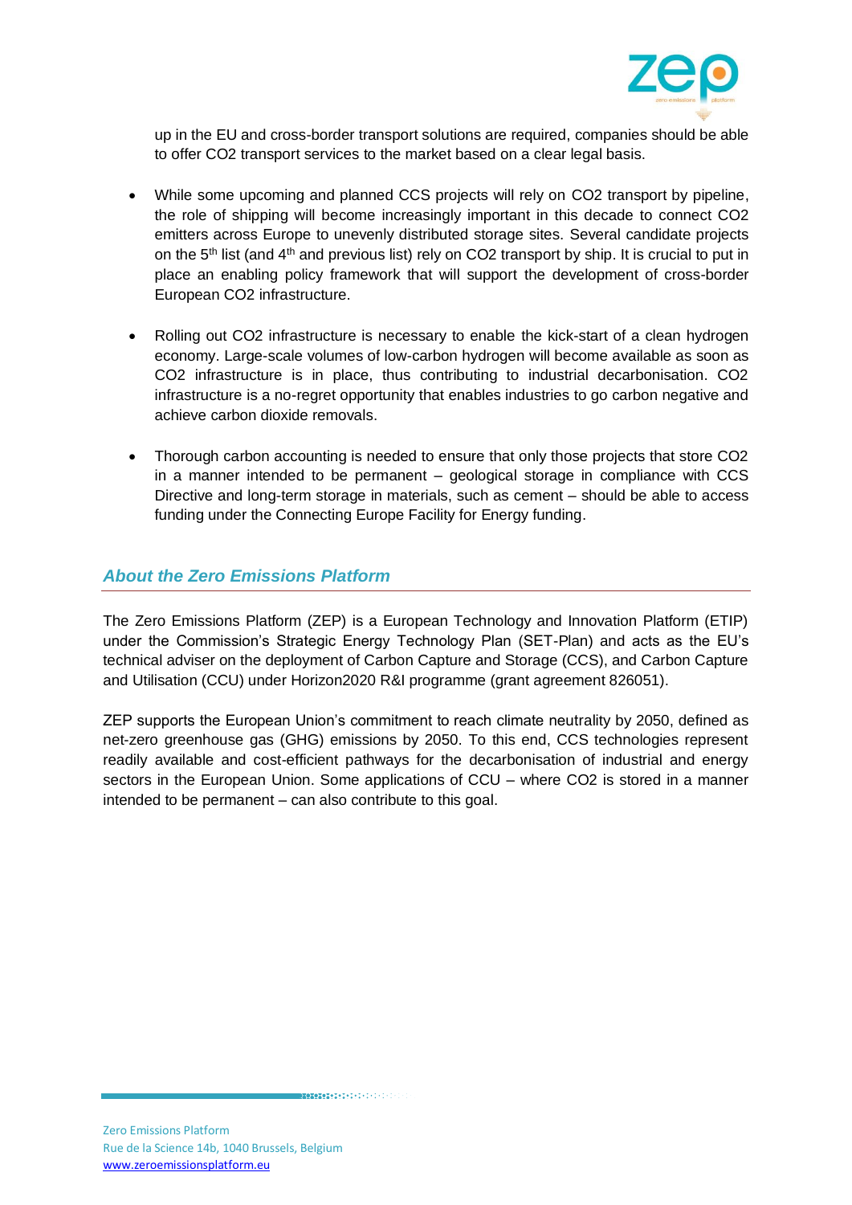up in the EU and cross-border transport solutions are required, companies should be able to offer $CO_2$ transport services to the market based on a clear legal basis.

- While some upcoming and planned CCS projects will rely on $CO_2$ transport by pipeline, the role of shipping will become increasingly important in this decade to connect $CO_2$ emitters across Europe to unevenly distributed storage sites. Several candidate projects on the 5th list (and 4th and previous list) rely on $CO_2$ transport by ship. It is crucial to put in place an enabling policy framework that will support the development of cross-border European $CO_2$ infrastructure.

- Rolling out $CO_2$ infrastructure is necessary to enable the kick-start of a clean hydrogen economy. Large-scale volumes of low-carbon hydrogen will become available as soon as $CO_2$ infrastructure is in place, thus contributing to industrial decarbonisation. $CO_2$ infrastructure is a no-regret opportunity that enables industries to go carbon negative and achieve carbon dioxide removals.

- Thorough carbon accounting is needed to ensure that only those projects that store $CO_2$ in a manner intended to be permanent – geological storage in compliance with CCS Directive and long-term storage in materials, such as cement – should be able to access funding under the Connecting Europe Facility for Energy funding.

## *About the Zero Emissions Platform*

The Zero Emissions Platform (ZEP) is a European Technology and Innovation Platform (ETIP) under the Commission's Strategic Energy Technology Plan (SET-Plan) and acts as the EU's technical adviser on the deployment of Carbon Capture and Storage (CCS), and Carbon Capture and Utilisation (CCU) under Horizon2020 R&I programme (grant agreement 826051).

ZEP supports the European Union's commitment to reach climate neutrality by 2050, defined as net-zero greenhouse gas (GHG) emissions by 2050. To this end, CCS technologies represent readily available and cost-efficient pathways for the decarbonisation of industrial and energy sectors in the European Union. Some applications of CCU – where $CO_2$ is stored in a manner intended to be permanent – can also contribute to this goal.